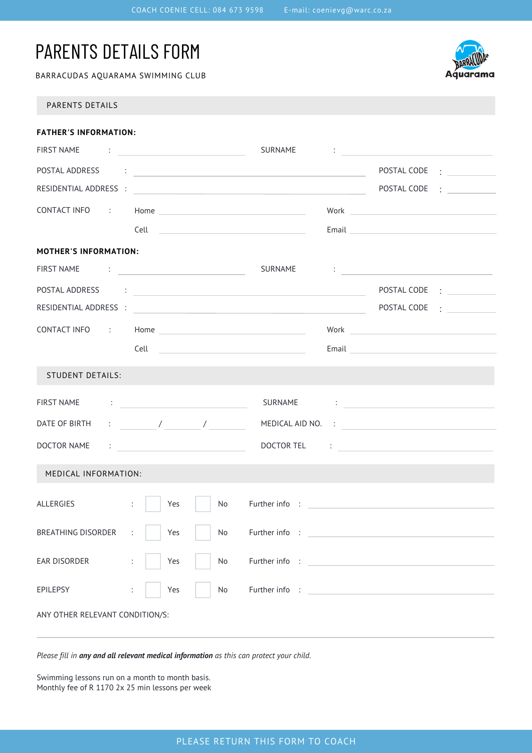COACH COENIE CELL: 084 673 9598 E-mail: coenievg@warc.co.za

# PARENTS DETAILS FORM

BARRACUDAS AQUARAMA SWIMMING CLUB

## PARENTS DETAILS

**FATHER'S INFORMATION:**

FIRST NAME : ____________________ SURNAME : ____________________

POSTAL ADDRESS : ____________________ POSTAL CODE : __________

RESIDENTIAL ADDRESS : ____________________ POSTAL CODE : __________

CONTACT INFO : Home ____________________ Work ____________________

Cell ____________________ Email ____________________

**MOTHER'S INFORMATION:**

FIRST NAME : ____________________ SURNAME : ____________________

POSTAL ADDRESS : ____________________ POSTAL CODE : __________

RESIDENTIAL ADDRESS : ____________________ POSTAL CODE : __________

CONTACT INFO : Home ____________________ Work ____________________

Cell ____________________ Email ____________________

## STUDENT DETAILS:

FIRST NAME : ____________________ SURNAME : ____________________

DATE OF BIRTH : ______ / ______ / ______ MEDICAL AID NO. : ____________________

DOCTOR NAME : ____________________ DOCTOR TEL : ____________________

## MEDICAL INFORMATION:

| | | | | |
|---|---|---|---|---|
| ALLERGIES : | ☐ Yes | ☐ No | Further info : | ____________________ |
| BREATHING DISORDER : | ☐ Yes | ☐ No | Further info : | ____________________ |
| EAR DISORDER : | ☐ Yes | ☐ No | Further info : | ____________________ |
| EPILEPSY : | ☐ Yes | ☐ No | Further info : | ____________________ |

ANY OTHER RELEVANT CONDITION/S:

________________________________________

*Please fill in **any and all relevant medical information** as this can protect your child.*

Swimming lessons run on a month to month basis.
Monthly fee of R 1170 2x 25 min lessons per week

PLEASE RETURN THIS FORM TO COACH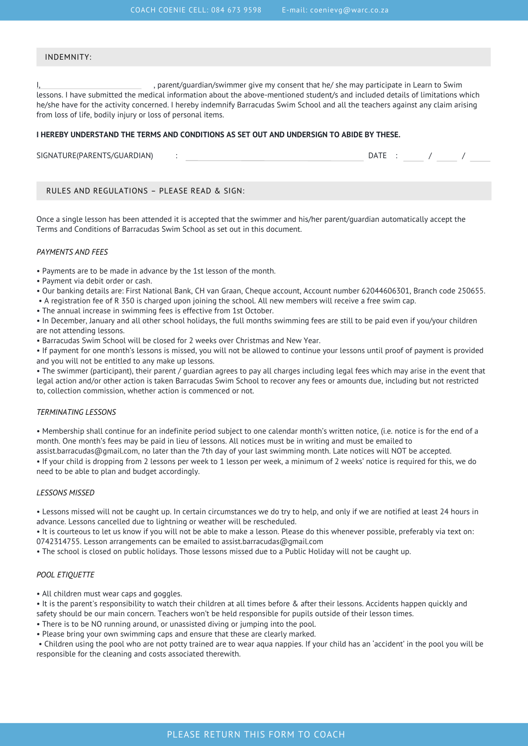COACH COENIE CELL: 084 673 9598 E-mail: coenievg@warc.co.za

## INDEMNITY:

I, \_\_\_\_\_\_\_\_\_\_\_\_\_\_\_\_\_\_\_\_\_\_\_\_ , parent/guardian/swimmer give my consent that he/ she may participate in Learn to Swim lessons. I have submitted the medical information about the above-mentioned student/s and included details of limitations which he/she have for the activity concerned. I hereby indemnify Barracudas Swim School and all the teachers against any claim arising from loss of life, bodily injury or loss of personal items.

**I HEREBY UNDERSTAND THE TERMS AND CONDITIONS AS SET OUT AND UNDERSIGN TO ABIDE BY THESE.**

SIGNATURE(PARENTS/GUARDIAN) : \_\_\_\_\_\_\_\_\_\_\_\_\_\_\_\_\_\_\_\_\_\_\_\_\_\_\_\_\_\_ DATE : \_\_\_\_ / \_\_\_\_ / \_\_\_\_

## RULES AND REGULATIONS – PLEASE READ & SIGN:

Once a single lesson has been attended it is accepted that the swimmer and his/her parent/guardian automatically accept the Terms and Conditions of Barracudas Swim School as set out in this document.

### *PAYMENTS AND FEES*

- Payments are to be made in advance by the 1st lesson of the month.
- Payment via debit order or cash.
- Our banking details are: First National Bank, CH van Graan, Cheque account, Account number 62044606301, Branch code 250655.
- A registration fee of R 350 is charged upon joining the school. All new members will receive a free swim cap.
- The annual increase in swimming fees is effective from 1st October.
- In December, January and all other school holidays, the full months swimming fees are still to be paid even if you/your children are not attending lessons.
- Barracudas Swim School will be closed for 2 weeks over Christmas and New Year.
- If payment for one month's lessons is missed, you will not be allowed to continue your lessons until proof of payment is provided and you will not be entitled to any make up lessons.
- The swimmer (participant), their parent / guardian agrees to pay all charges including legal fees which may arise in the event that legal action and/or other action is taken Barracudas Swim School to recover any fees or amounts due, including but not restricted to, collection commission, whether action is commenced or not.

### *TERMINATING LESSONS*

- Membership shall continue for an indefinite period subject to one calendar month's written notice, (i.e. notice is for the end of a month. One month's fees may be paid in lieu of lessons. All notices must be in writing and must be emailed to assist.barracudas@gmail.com, no later than the 7th day of your last swimming month. Late notices will NOT be accepted.
- If your child is dropping from 2 lessons per week to 1 lesson per week, a minimum of 2 weeks' notice is required for this, we do need to be able to plan and budget accordingly.

### *LESSONS MISSED*

- Lessons missed will not be caught up. In certain circumstances we do try to help, and only if we are notified at least 24 hours in advance. Lessons cancelled due to lightning or weather will be rescheduled.
- It is courteous to let us know if you will not be able to make a lesson. Please do this whenever possible, preferably via text on: 0742314755. Lesson arrangements can be emailed to assist.barracudas@gmail.com
- The school is closed on public holidays. Those lessons missed due to a Public Holiday will not be caught up.

### *POOL ETIQUETTE*

- All children must wear caps and goggles.
- It is the parent's responsibility to watch their children at all times before & after their lessons. Accidents happen quickly and safety should be our main concern. Teachers won't be held responsible for pupils outside of their lesson times.
- There is to be NO running around, or unassisted diving or jumping into the pool.
- Please bring your own swimming caps and ensure that these are clearly marked.
- Children using the pool who are not potty trained are to wear aqua nappies. If your child has an 'accident' in the pool you will be responsible for the cleaning and costs associated therewith.

PLEASE RETURN THIS FORM TO COACH